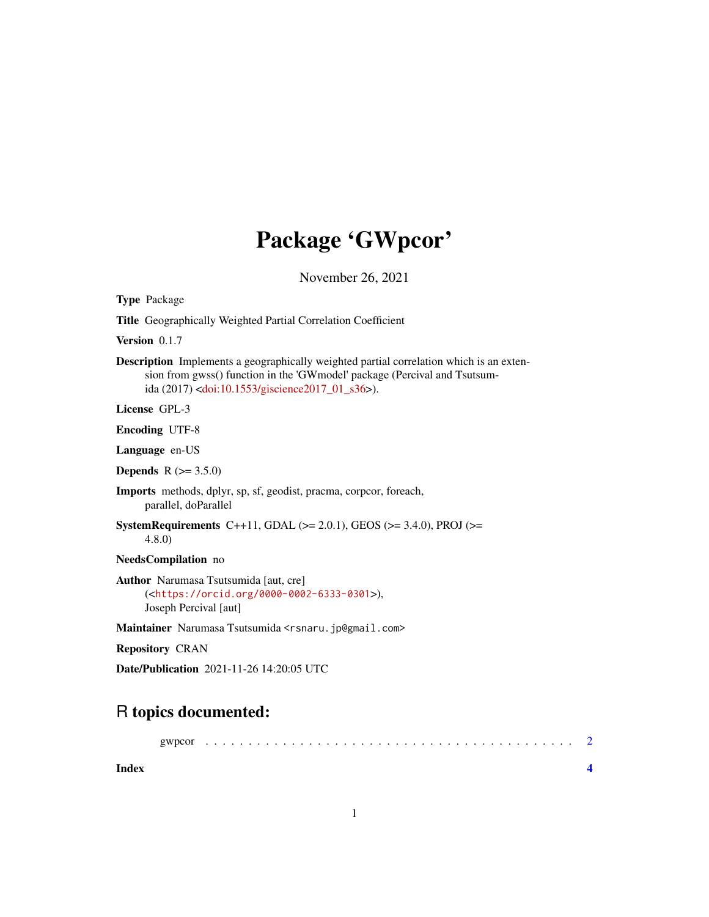# Package 'GWpcor'

November 26, 2021

**Type** Package

**Title** Geographically Weighted Partial Correlation Coefficient

**Version** 0.1.7

**Description** Implements a geographically weighted partial correlation which is an extension from gwss() function in the 'GWmodel' package (Percival and Tsutsumida (2017) <doi:10.1553/giscience2017_01_s36>).

**License** GPL-3

**Encoding** UTF-8

**Language** en-US

**Depends** R (>= 3.5.0)

**Imports** methods, dplyr, sp, sf, geodist, pracma, corpcor, foreach, parallel, doParallel

**SystemRequirements** C++11, GDAL (>= 2.0.1), GEOS (>= 3.4.0), PROJ (>= 4.8.0)

**NeedsCompilation** no

**Author** Narumasa Tsutsumida [aut, cre] (<https://orcid.org/0000-0002-6333-0301>), Joseph Percival [aut]

**Maintainer** Narumasa Tsutsumida <rsnaru.jp@gmail.com>

**Repository** CRAN

**Date/Publication** 2021-11-26 14:20:05 UTC

## R topics documented:

gwpcor . . . . . . . . . . . . . . . . . . . . . . . . . . . . . . . . . . . . . . . . . . 2

**Index** **4**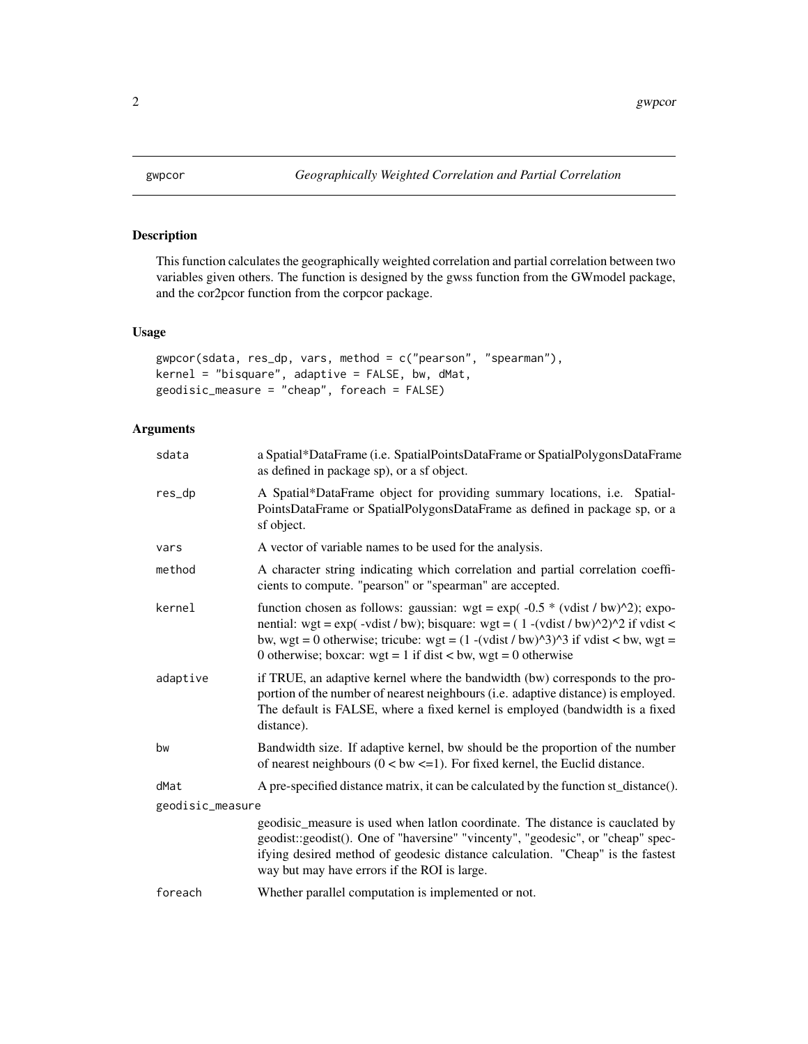# gwpcor — *Geographically Weighted Correlation and Partial Correlation*

## Description

This function calculates the geographically weighted correlation and partial correlation between two variables given others. The function is designed by the gwss function from the GWmodel package, and the cor2pcor function from the corpcor package.

## Usage

```
gwpcor(sdata, res_dp, vars, method = c("pearson", "spearman"),
kernel = "bisquare", adaptive = FALSE, bw, dMat,
geodisic_measure = "cheap", foreach = FALSE)
```

## Arguments

| Argument | Description |
|---|---|
| sdata | a Spatial*DataFrame (i.e. SpatialPointsDataFrame or SpatialPolygonsDataFrame as defined in package sp), or a sf object. |
| res_dp | A Spatial*DataFrame object for providing summary locations, i.e. SpatialPointsDataFrame or SpatialPolygonsDataFrame as defined in package sp, or a sf object. |
| vars | A vector of variable names to be used for the analysis. |
| method | A character string indicating which correlation and partial correlation coefficients to compute. "pearson" or "spearman" are accepted. |
| kernel | function chosen as follows: gaussian: wgt = exp( -0.5 * (vdist / bw)^2); exponential: wgt = exp( -vdist / bw); bisquare: wgt = ( 1 -(vdist / bw)^2)^2 if vdist < bw, wgt = 0 otherwise; tricube: wgt = (1 -(vdist / bw)^3)^3 if vdist < bw, wgt = 0 otherwise; boxcar: wgt = 1 if dist < bw, wgt = 0 otherwise |
| adaptive | if TRUE, an adaptive kernel where the bandwidth (bw) corresponds to the proportion of the number of nearest neighbours (i.e. adaptive distance) is employed. The default is FALSE, where a fixed kernel is employed (bandwidth is a fixed distance). |
| bw | Bandwidth size. If adaptive kernel, bw should be the proportion of the number of nearest neighbours (0 < bw <=1). For fixed kernel, the Euclid distance. |
| dMat | A pre-specified distance matrix, it can be calculated by the function st_distance(). |
| geodisic_measure | geodisic_measure is used when latlon coordinate. The distance is cauclated by geodist::geodist(). One of "haversine" "vincenty", "geodesic", or "cheap" specifying desired method of geodesic distance calculation. "Cheap" is the fastest way but may have errors if the ROI is large. |
| foreach | Whether parallel computation is implemented or not. |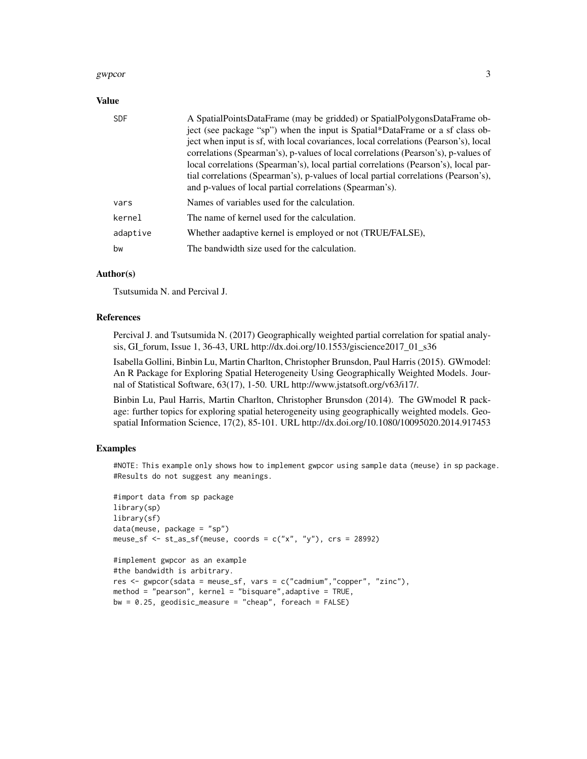## Value

| | |
|---|---|
| SDF | A SpatialPointsDataFrame (may be gridded) or SpatialPolygonsDataFrame object (see package "sp") when the input is Spatial*DataFrame or a sf class object when input is sf, with local covariances, local correlations (Pearson's), local correlations (Spearman's), p-values of local correlations (Pearson's), p-values of local correlations (Spearman's), local partial correlations (Pearson's), local partial correlations (Spearman's), p-values of local partial correlations (Pearson's), and p-values of local partial correlations (Spearman's). |
| vars | Names of variables used for the calculation. |
| kernel | The name of kernel used for the calculation. |
| adaptive | Whether aadaptive kernel is employed or not (TRUE/FALSE), |
| bw | The bandwidth size used for the calculation. |

## Author(s)

Tsutsumida N. and Percival J.

## References

Percival J. and Tsutsumida N. (2017) Geographically weighted partial correlation for spatial analysis, GI_forum, Issue 1, 36-43, URL http://dx.doi.org/10.1553/giscience2017_01_s36

Isabella Gollini, Binbin Lu, Martin Charlton, Christopher Brunsdon, Paul Harris (2015). GWmodel: An R Package for Exploring Spatial Heterogeneity Using Geographically Weighted Models. Journal of Statistical Software, 63(17), 1-50. URL http://www.jstatsoft.org/v63/i17/.

Binbin Lu, Paul Harris, Martin Charlton, Christopher Brunsdon (2014). The GWmodel R package: further topics for exploring spatial heterogeneity using geographically weighted models. Geospatial Information Science, 17(2), 85-101. URL http://dx.doi.org/10.1080/10095020.2014.917453

## Examples

```
#NOTE: This example only shows how to implement gwpcor using sample data (meuse) in sp package.
#Results do not suggest any meanings.

#import data from sp package
library(sp)
library(sf)
data(meuse, package = "sp")
meuse_sf <- st_as_sf(meuse, coords = c("x", "y"), crs = 28992)

#implement gwpcor as an example
#the bandwidth is arbitrary.
res <- gwpcor(sdata = meuse_sf, vars = c("cadmium","copper", "zinc"),
method = "pearson", kernel = "bisquare",adaptive = TRUE,
bw = 0.25, geodisic_measure = "cheap", foreach = FALSE)
```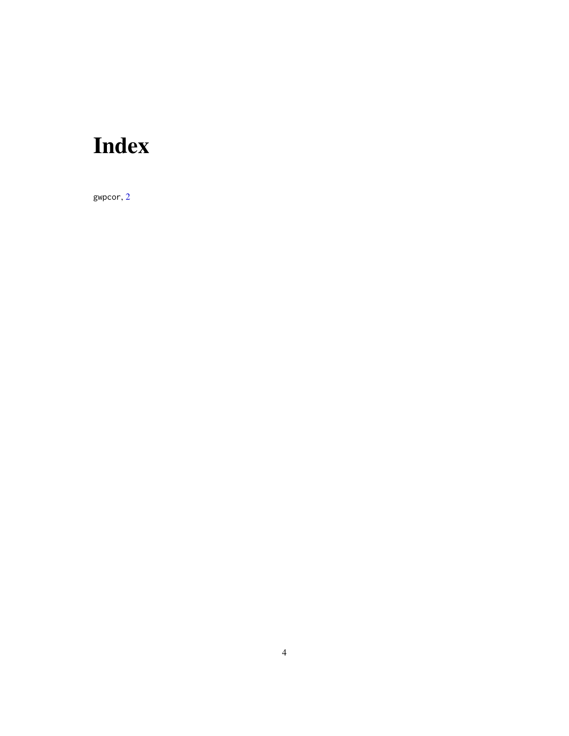# Index

gwpcor, 2